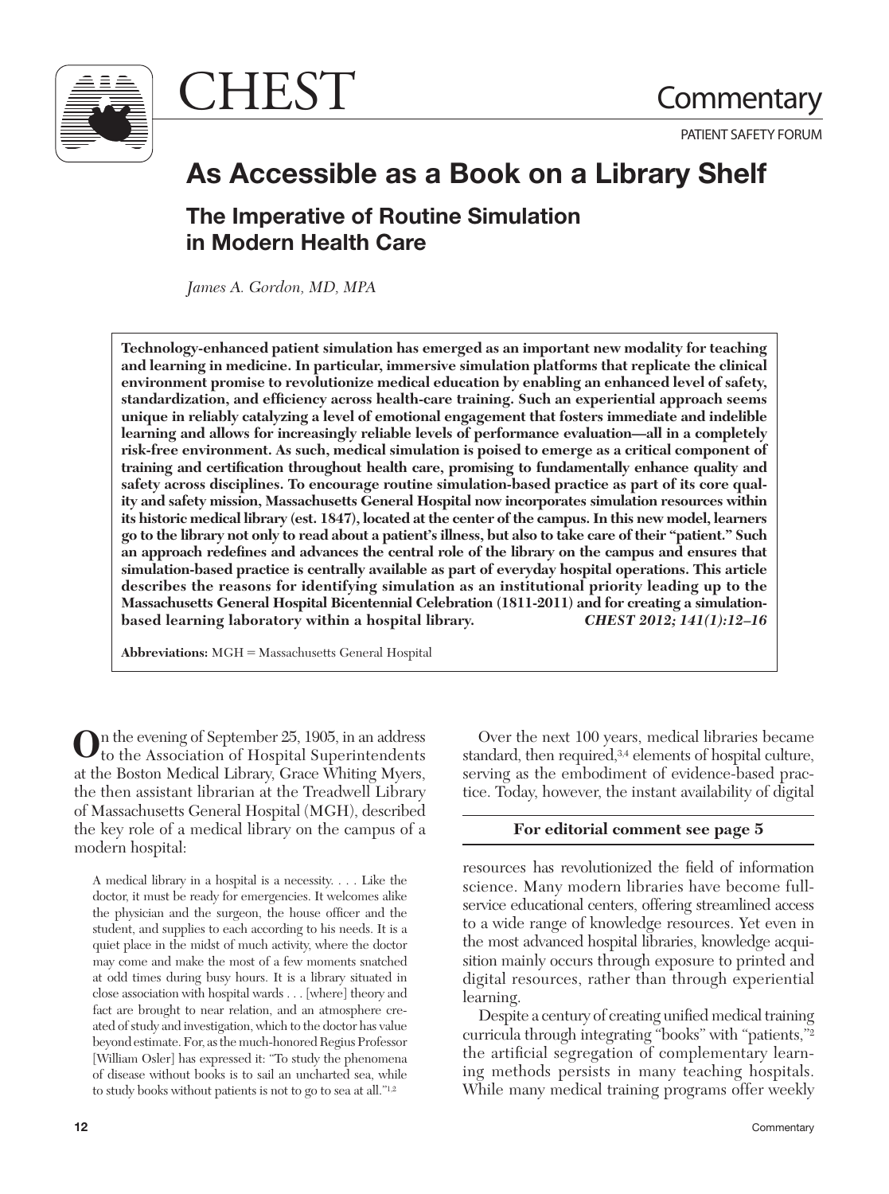CHEST

Commentary

PATIENT SAFETY FORUM

# As Accessible as a Book on a Library Shelf

## The Imperative of Routine Simulation in Modern Health Care

*James A. Gordon, MD, MPA*

**Technology-enhanced patient simulation has emerged as an important new modality for teaching and learning in medicine. In particular, immersive simulation platforms that replicate the clinical environment promise to revolutionize medical education by enabling an enhanced level of safety, standardization, and efficiency across health-care training. Such an experiential approach seems unique in reliably catalyzing a level of emotional engagement that fosters immediate and indelible learning and allows for increasingly reliable levels of performance evaluation—all in a completely risk-free environment. As such, medical simulation is poised to emerge as a critical component of training and certification throughout health care, promising to fundamentally enhance quality and safety across disciplines. To encourage routine simulation-based practice as part of its core quality and safety mission, Massachusetts General Hospital now incorporates simulation resources within its historic medical library (est. 1847), located at the center of the campus. In this new model, learners go to the library not only to read about a patient's illness, but also to take care of their "patient." Such an approach redefines and advances the central role of the library on the campus and ensures that simulation-based practice is centrally available as part of everyday hospital operations. This article describes the reasons for identifying simulation as an institutional priority leading up to the Massachusetts General Hospital Bicentennial Celebration (1811-2011) and for creating a simulation-based learning laboratory within a hospital library.** ***CHEST 2012; 141(1):12–16***

**Abbreviations:** MGH = Massachusetts General Hospital

On the evening of September 25, 1905, in an address to the Association of Hospital Superintendents at the Boston Medical Library, Grace Whiting Myers, the then assistant librarian at the Treadwell Library of Massachusetts General Hospital (MGH), described the key role of a medical library on the campus of a modern hospital:

> A medical library in a hospital is a necessity. . . . Like the doctor, it must be ready for emergencies. It welcomes alike the physician and the surgeon, the house officer and the student, and supplies to each according to his needs. It is a quiet place in the midst of much activity, where the doctor may come and make the most of a few moments snatched at odd times during busy hours. It is a library situated in close association with hospital wards . . . [where] theory and fact are brought to near relation, and an atmosphere created of study and investigation, which to the doctor has value beyond estimate. For, as the much-honored Regius Professor [William Osler] has expressed it: "To study the phenomena of disease without books is to sail an uncharted sea, while to study books without patients is not to go to sea at all."[1,2]

Over the next 100 years, medical libraries became standard, then required,[3,4] elements of hospital culture, serving as the embodiment of evidence-based practice. Today, however, the instant availability of digital

**For editorial comment see page 5**

resources has revolutionized the field of information science. Many modern libraries have become full-service educational centers, offering streamlined access to a wide range of knowledge resources. Yet even in the most advanced hospital libraries, knowledge acquisition mainly occurs through exposure to printed and digital resources, rather than through experiential learning.

Despite a century of creating unified medical training curricula through integrating "books" with "patients,"[2] the artificial segregation of complementary learning methods persists in many teaching hospitals. While many medical training programs offer weekly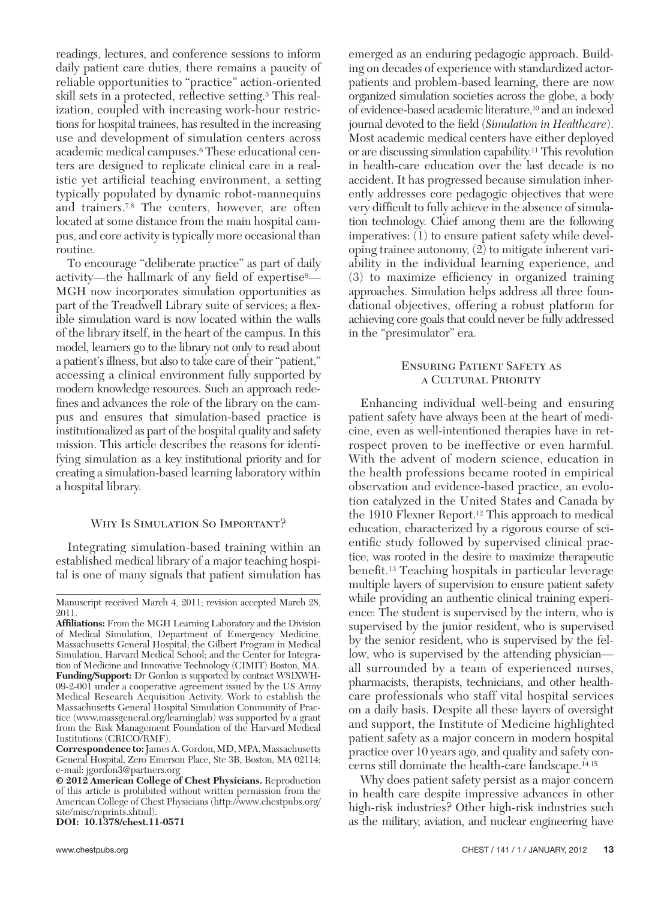readings, lectures, and conference sessions to inform daily patient care duties, there remains a paucity of reliable opportunities to "practice" action-oriented skill sets in a protected, reflective setting.[5] This realization, coupled with increasing work-hour restrictions for hospital trainees, has resulted in the increasing use and development of simulation centers across academic medical campuses.[6] These educational centers are designed to replicate clinical care in a realistic yet artificial teaching environment, a setting typically populated by dynamic robot-mannequins and trainers.[7,8] The centers, however, are often located at some distance from the main hospital campus, and core activity is typically more occasional than routine.

To encourage "deliberate practice" as part of daily activity—the hallmark of any field of expertise[9]—MGH now incorporates simulation opportunities as part of the Treadwell Library suite of services; a flexible simulation ward is now located within the walls of the library itself, in the heart of the campus. In this model, learners go to the library not only to read about a patient's illness, but also to take care of their "patient," accessing a clinical environment fully supported by modern knowledge resources. Such an approach redefines and advances the role of the library on the campus and ensures that simulation-based practice is institutionalized as part of the hospital quality and safety mission. This article describes the reasons for identifying simulation as a key institutional priority and for creating a simulation-based learning laboratory within a hospital library.

## Why Is Simulation So Important?

Integrating simulation-based training within an established medical library of a major teaching hospital is one of many signals that patient simulation has emerged as an enduring pedagogic approach. Building on decades of experience with standardized actor-patients and problem-based learning, there are now organized simulation societies across the globe, a body of evidence-based academic literature,[10] and an indexed journal devoted to the field (*Simulation in Healthcare*). Most academic medical centers have either deployed or are discussing simulation capability.[11] This revolution in health-care education over the last decade is no accident. It has progressed because simulation inherently addresses core pedagogic objectives that were very difficult to fully achieve in the absence of simulation technology. Chief among them are the following imperatives: (1) to ensure patient safety while developing trainee autonomy, (2) to mitigate inherent variability in the individual learning experience, and (3) to maximize efficiency in organized training approaches. Simulation helps address all three foundational objectives, offering a robust platform for achieving core goals that could never be fully addressed in the "presimulator" era.

## Ensuring Patient Safety as a Cultural Priority

Enhancing individual well-being and ensuring patient safety have always been at the heart of medicine, even as well-intentioned therapies have in retrospect proven to be ineffective or even harmful. With the advent of modern science, education in the health professions became rooted in empirical observation and evidence-based practice, an evolution catalyzed in the United States and Canada by the 1910 Flexner Report.[12] This approach to medical education, characterized by a rigorous course of scientific study followed by supervised clinical practice, was rooted in the desire to maximize therapeutic benefit.[13] Teaching hospitals in particular leverage multiple layers of supervision to ensure patient safety while providing an authentic clinical training experience: The student is supervised by the intern, who is supervised by the junior resident, who is supervised by the senior resident, who is supervised by the fellow, who is supervised by the attending physician—all surrounded by a team of experienced nurses, pharmacists, therapists, technicians, and other health-care professionals who staff vital hospital services on a daily basis. Despite all these layers of oversight and support, the Institute of Medicine highlighted patient safety as a major concern in modern hospital practice over 10 years ago, and quality and safety concerns still dominate the health-care landscape.[14,15]

Why does patient safety persist as a major concern in health care despite impressive advances in other high-risk industries? Other high-risk industries such as the military, aviation, and nuclear engineering have

---

Manuscript received March 4, 2011; revision accepted March 28, 2011.

**Affiliations:** From the MGH Learning Laboratory and the Division of Medical Simulation, Department of Emergency Medicine, Massachusetts General Hospital; the Gilbert Program in Medical Simulation, Harvard Medical School; and the Center for Integration of Medicine and Innovative Technology (CIMIT) Boston, MA.

**Funding/Support:** Dr Gordon is supported by contract W81XWH-09-2-001 under a cooperative agreement issued by the US Army Medical Research Acquisition Activity. Work to establish the Massachusetts General Hospital Simulation Community of Practice (www.massgeneral.org/learninglab) was supported by a grant from the Risk Management Foundation of the Harvard Medical Institutions (CRICO/RMF).

**Correspondence to:** James A. Gordon, MD, MPA, Massachusetts General Hospital, Zero Emerson Place, Ste 3B, Boston, MA 02114; e-mail: jgordon3@partners.org

**© 2012 American College of Chest Physicians.** Reproduction of this article is prohibited without written permission from the American College of Chest Physicians (http://www.chestpubs.org/site/misc/reprints.xhtml).

**DOI: 10.1378/chest.11-0571**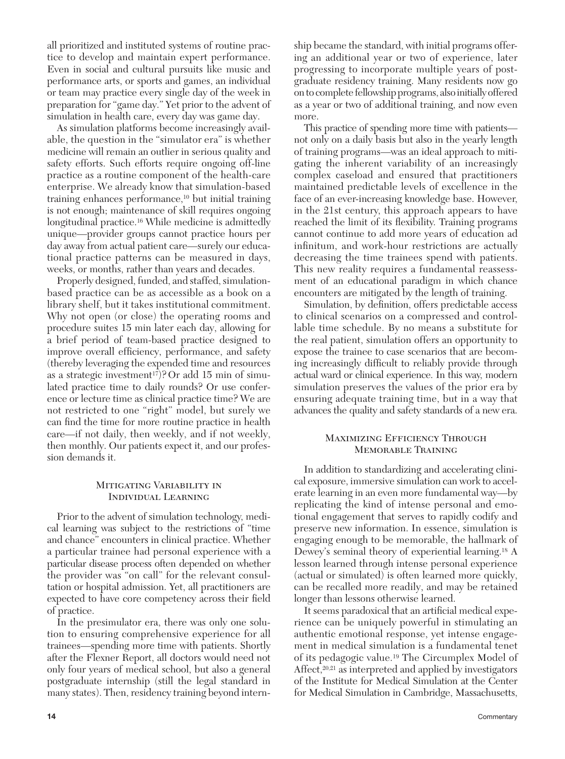all prioritized and instituted systems of routine practice to develop and maintain expert performance. Even in social and cultural pursuits like music and performance arts, or sports and games, an individual or team may practice every single day of the week in preparation for "game day." Yet prior to the advent of simulation in health care, every day was game day.

As simulation platforms become increasingly available, the question in the "simulator era" is whether medicine will remain an outlier in serious quality and safety efforts. Such efforts require ongoing off-line practice as a routine component of the health-care enterprise. We already know that simulation-based training enhances performance,[10] but initial training is not enough; maintenance of skill requires ongoing longitudinal practice.[16] While medicine is admittedly unique—provider groups cannot practice hours per day away from actual patient care—surely our educational practice patterns can be measured in days, weeks, or months, rather than years and decades.

Properly designed, funded, and staffed, simulation-based practice can be as accessible as a book on a library shelf, but it takes institutional commitment. Why not open (or close) the operating rooms and procedure suites 15 min later each day, allowing for a brief period of team-based practice designed to improve overall efficiency, performance, and safety (thereby leveraging the expended time and resources as a strategic investment[17])? Or add 15 min of simulated practice time to daily rounds? Or use conference or lecture time as clinical practice time? We are not restricted to one "right" model, but surely we can find the time for more routine practice in health care—if not daily, then weekly, and if not weekly, then monthly. Our patients expect it, and our profession demands it.

## Mitigating Variability in Individual Learning

Prior to the advent of simulation technology, medical learning was subject to the restrictions of "time and chance" encounters in clinical practice. Whether a particular trainee had personal experience with a particular disease process often depended on whether the provider was "on call" for the relevant consultation or hospital admission. Yet, all practitioners are expected to have core competency across their field of practice.

In the presimulator era, there was only one solution to ensuring comprehensive experience for all trainees—spending more time with patients. Shortly after the Flexner Report, all doctors would need not only four years of medical school, but also a general postgraduate internship (still the legal standard in many states). Then, residency training beyond internship became the standard, with initial programs offering an additional year or two of experience, later progressing to incorporate multiple years of postgraduate residency training. Many residents now go on to complete fellowship programs, also initially offered as a year or two of additional training, and now even more.

This practice of spending more time with patients—not only on a daily basis but also in the yearly length of training programs—was an ideal approach to mitigating the inherent variability of an increasingly complex caseload and ensured that practitioners maintained predictable levels of excellence in the face of an ever-increasing knowledge base. However, in the 21st century, this approach appears to have reached the limit of its flexibility. Training programs cannot continue to add more years of education ad infinitum, and work-hour restrictions are actually decreasing the time trainees spend with patients. This new reality requires a fundamental reassessment of an educational paradigm in which chance encounters are mitigated by the length of training.

Simulation, by definition, offers predictable access to clinical scenarios on a compressed and controllable time schedule. By no means a substitute for the real patient, simulation offers an opportunity to expose the trainee to case scenarios that are becoming increasingly difficult to reliably provide through actual ward or clinical experience. In this way, modern simulation preserves the values of the prior era by ensuring adequate training time, but in a way that advances the quality and safety standards of a new era.

## Maximizing Efficiency Through Memorable Training

In addition to standardizing and accelerating clinical exposure, immersive simulation can work to accelerate learning in an even more fundamental way—by replicating the kind of intense personal and emotional engagement that serves to rapidly codify and preserve new information. In essence, simulation is engaging enough to be memorable, the hallmark of Dewey's seminal theory of experiential learning.[18] A lesson learned through intense personal experience (actual or simulated) is often learned more quickly, can be recalled more readily, and may be retained longer than lessons otherwise learned.

It seems paradoxical that an artificial medical experience can be uniquely powerful in stimulating an authentic emotional response, yet intense engagement in medical simulation is a fundamental tenet of its pedagogic value.[19] The Circumplex Model of Affect,[20,21] as interpreted and applied by investigators of the Institute for Medical Simulation at the Center for Medical Simulation in Cambridge, Massachusetts,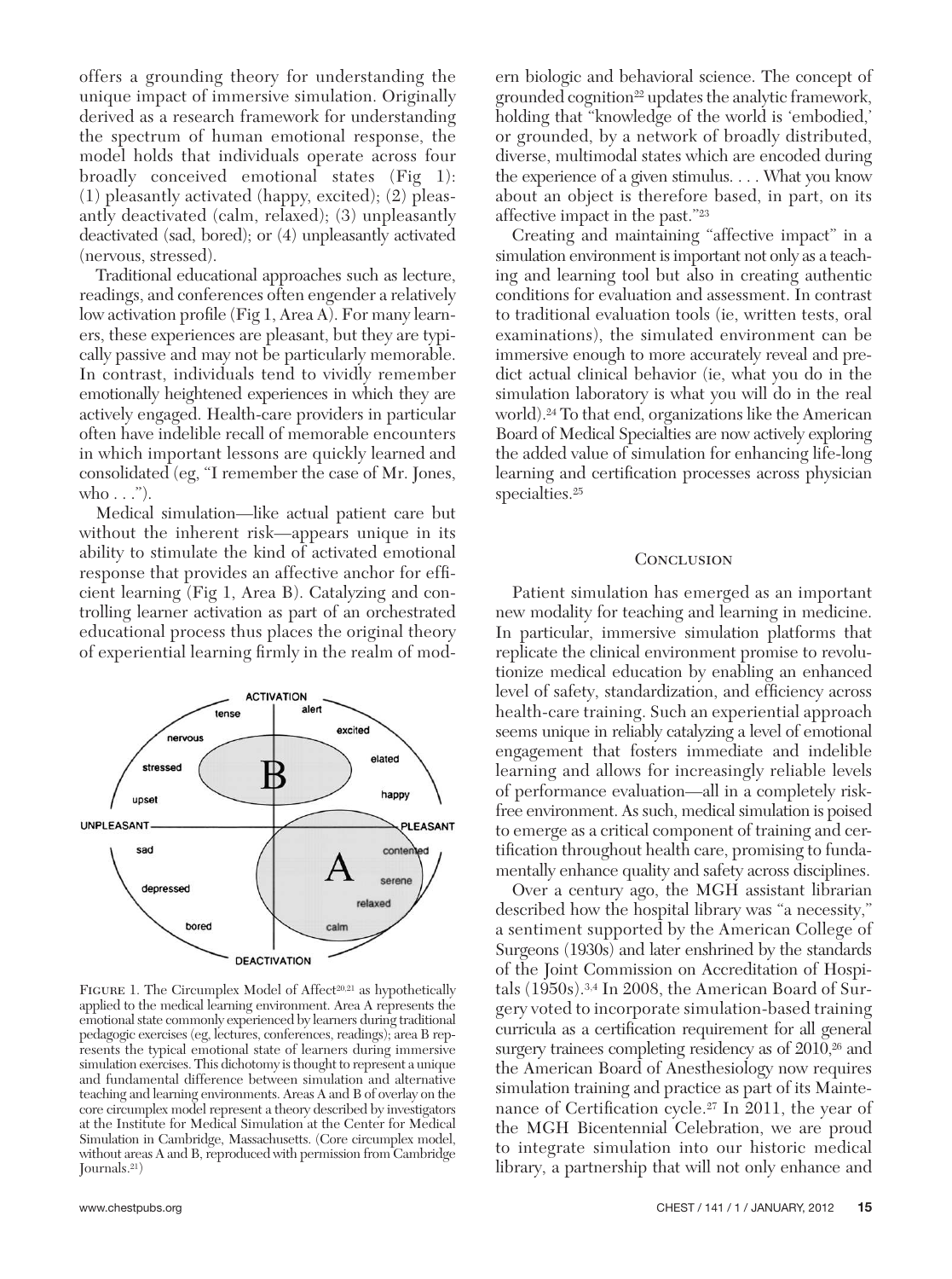offers a grounding theory for understanding the unique impact of immersive simulation. Originally derived as a research framework for understanding the spectrum of human emotional response, the model holds that individuals operate across four broadly conceived emotional states (Fig 1): (1) pleasantly activated (happy, excited); (2) pleasantly deactivated (calm, relaxed); (3) unpleasantly deactivated (sad, bored); or (4) unpleasantly activated (nervous, stressed).

Traditional educational approaches such as lecture, readings, and conferences often engender a relatively low activation profile (Fig 1, Area A). For many learners, these experiences are pleasant, but they are typically passive and may not be particularly memorable. In contrast, individuals tend to vividly remember emotionally heightened experiences in which they are actively engaged. Health-care providers in particular often have indelible recall of memorable encounters in which important lessons are quickly learned and consolidated (eg, "I remember the case of Mr. Jones, who . . .").

Medical simulation—like actual patient care but without the inherent risk—appears unique in its ability to stimulate the kind of activated emotional response that provides an affective anchor for efficient learning (Fig 1, Area B). Catalyzing and controlling learner activation as part of an orchestrated educational process thus places the original theory of experiential learning firmly in the realm of modern biologic and behavioral science. The concept of grounded cognition[22] updates the analytic framework, holding that "knowledge of the world is 'embodied,' or grounded, by a network of broadly distributed, diverse, multimodal states which are encoded during the experience of a given stimulus. . . . What you know about an object is therefore based, in part, on its affective impact in the past."[23]

Creating and maintaining "affective impact" in a simulation environment is important not only as a teaching and learning tool but also in creating authentic conditions for evaluation and assessment. In contrast to traditional evaluation tools (ie, written tests, oral examinations), the simulated environment can be immersive enough to more accurately reveal and predict actual clinical behavior (ie, what you do in the simulation laboratory is what you will do in the real world).[24] To that end, organizations like the American Board of Medical Specialties are now actively exploring the added value of simulation for enhancing life-long learning and certification processes across physician specialties.[25]

ACTIVATION, tense, alert, excited, nervous, elated, stressed, happy, upset, B, UNPLEASANT, PLEASANT, sad, contented, A, serene, depressed, relaxed, bored, calm, DEACTIVATION

Figure 1. The Circumplex Model of Affect[20,21] as hypothetically applied to the medical learning environment. Area A represents the emotional state commonly experienced by learners during traditional pedagogic exercises (eg, lectures, conferences, readings); area B represents the typical emotional state of learners during immersive simulation exercises. This dichotomy is thought to represent a unique and fundamental difference between simulation and alternative teaching and learning environments. Areas A and B of overlay on the core circumplex model represent a theory described by investigators at the Institute for Medical Simulation at the Center for Medical Simulation in Cambridge, Massachusetts. (Core circumplex model, without areas A and B, reproduced with permission from Cambridge Journals.[21])

## Conclusion

Patient simulation has emerged as an important new modality for teaching and learning in medicine. In particular, immersive simulation platforms that replicate the clinical environment promise to revolutionize medical education by enabling an enhanced level of safety, standardization, and efficiency across health-care training. Such an experiential approach seems unique in reliably catalyzing a level of emotional engagement that fosters immediate and indelible learning and allows for increasingly reliable levels of performance evaluation—all in a completely risk-free environment. As such, medical simulation is poised to emerge as a critical component of training and certification throughout health care, promising to fundamentally enhance quality and safety across disciplines.

Over a century ago, the MGH assistant librarian described how the hospital library was "a necessity," a sentiment supported by the American College of Surgeons (1930s) and later enshrined by the standards of the Joint Commission on Accreditation of Hospitals (1950s).[3,4] In 2008, the American Board of Surgery voted to incorporate simulation-based training curricula as a certification requirement for all general surgery trainees completing residency as of 2010,[26] and the American Board of Anesthesiology now requires simulation training and practice as part of its Maintenance of Certification cycle.[27] In 2011, the year of the MGH Bicentennial Celebration, we are proud to integrate simulation into our historic medical library, a partnership that will not only enhance and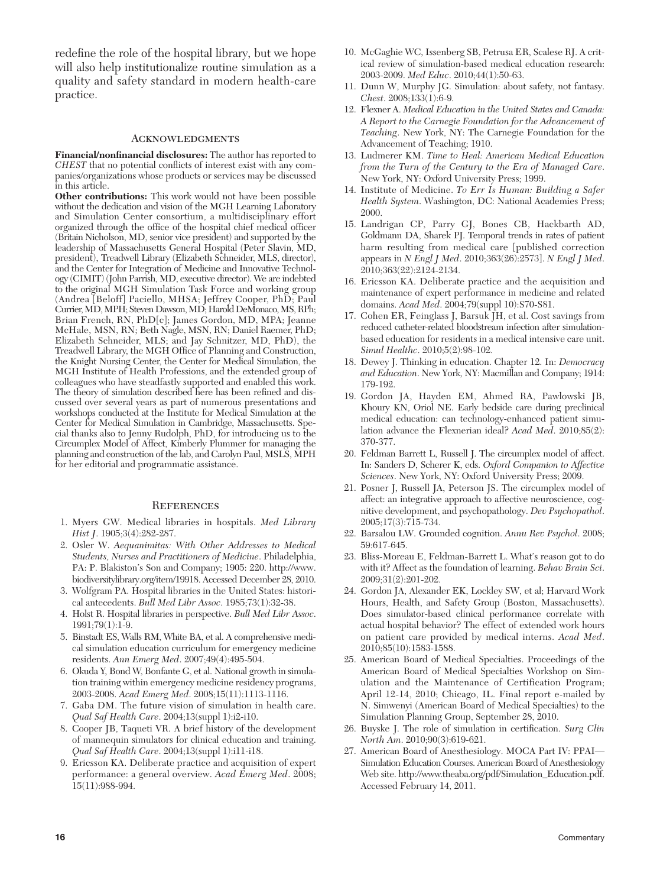redefine the role of the hospital library, but we hope will also help institutionalize routine simulation as a quality and safety standard in modern health-care practice.

## Acknowledgments

**Financial/nonfinancial disclosures:** The author has reported to *CHEST* that no potential conflicts of interest exist with any companies/organizations whose products or services may be discussed in this article.

**Other contributions:** This work would not have been possible without the dedication and vision of the MGH Learning Laboratory and Simulation Center consortium, a multidisciplinary effort organized through the office of the hospital chief medical officer (Britain Nicholson, MD, senior vice president) and supported by the leadership of Massachusetts General Hospital (Peter Slavin, MD, president), Treadwell Library (Elizabeth Schneider, MLS, director), and the Center for Integration of Medicine and Innovative Technology (CIMIT) (John Parrish, MD, executive director). We are indebted to the original MGH Simulation Task Force and working group (Andrea [Beloff] Paciello, MHSA; Jeffrey Cooper, PhD; Paul Currier, MD, MPH; Steven Dawson, MD; Harold DeMonaco, MS, RPh; Brian French, RN, PhD[c]; James Gordon, MD, MPA; Jeanne McHale, MSN, RN; Beth Nagle, MSN, RN; Daniel Raemer, PhD; Elizabeth Schneider, MLS; and Jay Schnitzer, MD, PhD), the Treadwell Library, the MGH Office of Planning and Construction, the Knight Nursing Center, the Center for Medical Simulation, the MGH Institute of Health Professions, and the extended group of colleagues who have steadfastly supported and enabled this work. The theory of simulation described here has been refined and discussed over several years as part of numerous presentations and workshops conducted at the Institute for Medical Simulation at the Center for Medical Simulation in Cambridge, Massachusetts. Special thanks also to Jenny Rudolph, PhD, for introducing us to the Circumplex Model of Affect, Kimberly Plummer for managing the planning and construction of the lab, and Carolyn Paul, MSLS, MPH for her editorial and programmatic assistance.

## References

1. Myers GW. Medical libraries in hospitals. *Med Library Hist J*. 1905;3(4):282-287.
2. Osler W. *Aequanimitas: With Other Addresses to Medical Students, Nurses and Practitioners of Medicine*. Philadelphia, PA: P. Blakiston's Son and Company; 1905: 220. http://www.biodiversitylibrary.org/item/19918. Accessed December 28, 2010.
3. Wolfgram PA. Hospital libraries in the United States: historical antecedents. *Bull Med Libr Assoc*. 1985;73(1):32-38.
4. Holst R. Hospital libraries in perspective. *Bull Med Libr Assoc*. 1991;79(1):1-9.
5. Binstadt ES, Walls RM, White BA, et al. A comprehensive medical simulation education curriculum for emergency medicine residents. *Ann Emerg Med*. 2007;49(4):495-504.
6. Okuda Y, Bond W, Bonfante G, et al. National growth in simulation training within emergency medicine residency programs, 2003-2008. *Acad Emerg Med*. 2008;15(11):1113-1116.
7. Gaba DM. The future vision of simulation in health care. *Qual Saf Health Care*. 2004;13(suppl 1):i2-i10.
8. Cooper JB, Taqueti VR. A brief history of the development of mannequin simulators for clinical education and training. *Qual Saf Health Care*. 2004;13(suppl 1):i11-i18.
9. Ericsson KA. Deliberate practice and acquisition of expert performance: a general overview. *Acad Emerg Med*. 2008; 15(11):988-994.
10. McGaghie WC, Issenberg SB, Petrusa ER, Scalese RJ. A critical review of simulation-based medical education research: 2003-2009. *Med Educ*. 2010;44(1):50-63.
11. Dunn W, Murphy JG. Simulation: about safety, not fantasy. *Chest*. 2008;133(1):6-9.
12. Flexner A. *Medical Education in the United States and Canada: A Report to the Carnegie Foundation for the Advancement of Teaching*. New York, NY: The Carnegie Foundation for the Advancement of Teaching; 1910.
13. Ludmerer KM. *Time to Heal: American Medical Education from the Turn of the Century to the Era of Managed Care*. New York, NY: Oxford University Press; 1999.
14. Institute of Medicine. *To Err Is Human: Building a Safer Health System*. Washington, DC: National Academies Press; 2000.
15. Landrigan CP, Parry GJ, Bones CB, Hackbarth AD, Goldmann DA, Sharek PJ. Temporal trends in rates of patient harm resulting from medical care [published correction appears in *N Engl J Med*. 2010;363(26):2573]. *N Engl J Med*. 2010;363(22):2124-2134.
16. Ericsson KA. Deliberate practice and the acquisition and maintenance of expert performance in medicine and related domains. *Acad Med*. 2004;79(suppl 10):S70-S81.
17. Cohen ER, Feinglass J, Barsuk JH, et al. Cost savings from reduced catheter-related bloodstream infection after simulation-based education for residents in a medical intensive care unit. *Simul Healthc*. 2010;5(2):98-102.
18. Dewey J. Thinking in education. Chapter 12. In: *Democracy and Education*. New York, NY: Macmillan and Company; 1914: 179-192.
19. Gordon JA, Hayden EM, Ahmed RA, Pawlowski JB, Khoury KN, Oriol NE. Early bedside care during preclinical medical education: can technology-enhanced patient simulation advance the Flexnerian ideal? *Acad Med*. 2010;85(2): 370-377.
20. Feldman Barrett L, Russell J. The circumplex model of affect. In: Sanders D, Scherer K, eds. *Oxford Companion to Affective Sciences*. New York, NY: Oxford University Press; 2009.
21. Posner J, Russell JA, Peterson JS. The circumplex model of affect: an integrative approach to affective neuroscience, cognitive development, and psychopathology. *Dev Psychopathol*. 2005;17(3):715-734.
22. Barsalou LW. Grounded cognition. *Annu Rev Psychol*. 2008; 59:617-645.
23. Bliss-Moreau E, Feldman-Barrett L. What's reason got to do with it? Affect as the foundation of learning. *Behav Brain Sci*. 2009;31(2):201-202.
24. Gordon JA, Alexander EK, Lockley SW, et al; Harvard Work Hours, Health, and Safety Group (Boston, Massachusetts). Does simulator-based clinical performance correlate with actual hospital behavior? The effect of extended work hours on patient care provided by medical interns. *Acad Med*. 2010;85(10):1583-1588.
25. American Board of Medical Specialties. Proceedings of the American Board of Medical Specialties Workshop on Simulation and the Maintenance of Certification Program; April 12-14, 2010; Chicago, IL. Final report e-mailed by N. Simwenyi (American Board of Medical Specialties) to the Simulation Planning Group, September 28, 2010.
26. Buyske J. The role of simulation in certification. *Surg Clin North Am*. 2010;90(3):619-621.
27. American Board of Anesthesiology. MOCA Part IV: PPAI—Simulation Education Courses. American Board of Anesthesiology Web site. http://www.theaba.org/pdf/Simulation_Education.pdf. Accessed February 14, 2011.